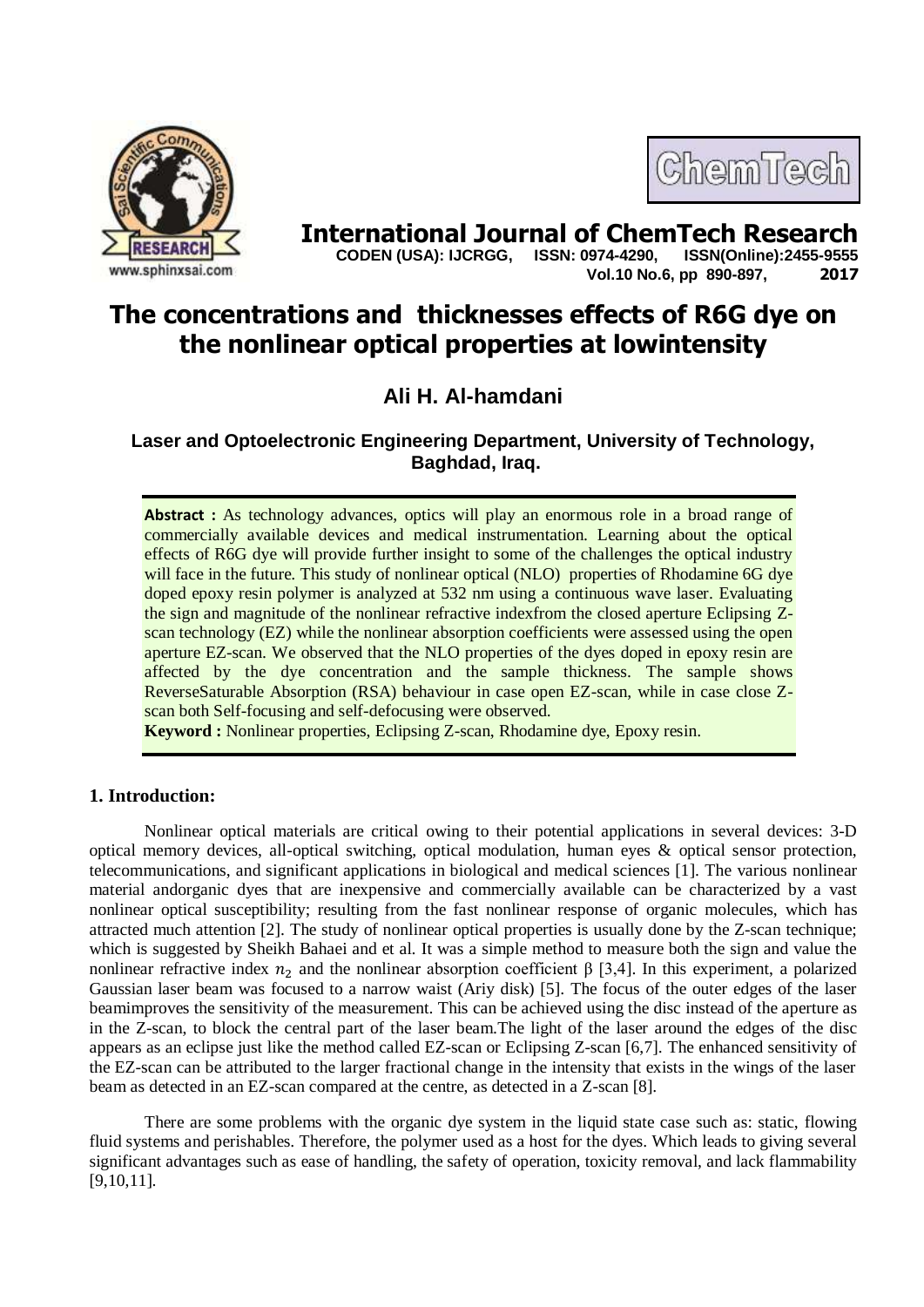# The concentrations and thicknesses effects of R6G dye on the nonlinear optical properties at lowintensity

## Ali H. Al-hamdani

**Laser and Optoelectronic Engineering Department, University of Technology, Baghdad, Iraq.**

**Abstract :** As technology advances, optics will play an enormous role in a broad range of commercially available devices and medical instrumentation. Learning about the optical effects of R6G dye will provide further insight to some of the challenges the optical industry will face in the future. This study of nonlinear optical (NLO) properties of Rhodamine 6G dye doped epoxy resin polymer is analyzed at 532 nm using a continuous wave laser. Evaluating the sign and magnitude of the nonlinear refractive indexfrom the closed aperture Eclipsing Z-scan technology (EZ) while the nonlinear absorption coefficients were assessed using the open aperture EZ-scan. We observed that the NLO properties of the dyes doped in epoxy resin are affected by the dye concentration and the sample thickness. The sample shows ReverseSaturable Absorption (RSA) behaviour in case open EZ-scan, while in case close Z-scan both Self-focusing and self-defocusing were observed.

**Keyword :** Nonlinear properties, Eclipsing Z-scan, Rhodamine dye, Epoxy resin.

## 1. Introduction:

Nonlinear optical materials are critical owing to their potential applications in several devices: 3-D optical memory devices, all-optical switching, optical modulation, human eyes & optical sensor protection, telecommunications, and significant applications in biological and medical sciences [1]. The various nonlinear material andorganic dyes that are inexpensive and commercially available can be characterized by a vast nonlinear optical susceptibility; resulting from the fast nonlinear response of organic molecules, which has attracted much attention [2]. The study of nonlinear optical properties is usually done by the Z-scan technique; which is suggested by Sheikh Bahaei and et al. It was a simple method to measure both the sign and value the nonlinear refractive index $n_2$ and the nonlinear absorption coefficient β [3,4]. In this experiment, a polarized Gaussian laser beam was focused to a narrow waist (Ariy disk) [5]. The focus of the outer edges of the laser beamimproves the sensitivity of the measurement. This can be achieved using the disc instead of the aperture as in the Z-scan, to block the central part of the laser beam.The light of the laser around the edges of the disc appears as an eclipse just like the method called EZ-scan or Eclipsing Z-scan [6,7]. The enhanced sensitivity of the EZ-scan can be attributed to the larger fractional change in the intensity that exists in the wings of the laser beam as detected in an EZ-scan compared at the centre, as detected in a Z-scan [8].

There are some problems with the organic dye system in the liquid state case such as: static, flowing fluid systems and perishables. Therefore, the polymer used as a host for the dyes. Which leads to giving several significant advantages such as ease of handling, the safety of operation, toxicity removal, and lack flammability [9,10,11].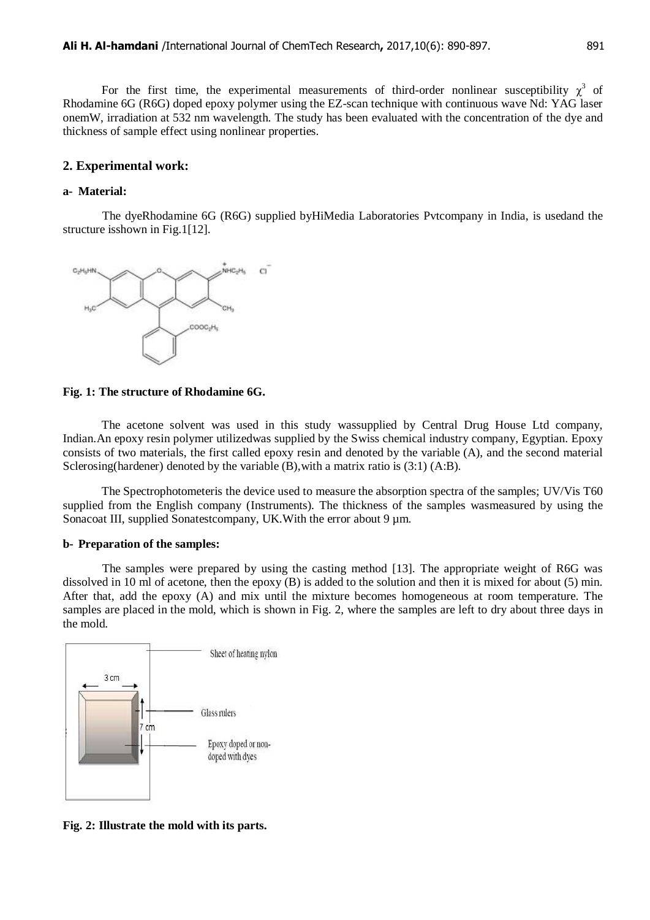For the first time, the experimental measurements of third-order nonlinear susceptibility $\chi^3$ of Rhodamine 6G (R6G) doped epoxy polymer using the EZ-scan technique with continuous wave Nd: YAG laser onemW, irradiation at 532 nm wavelength. The study has been evaluated with the concentration of the dye and thickness of sample effect using nonlinear properties.

## 2. Experimental work:

### a- Material:

The dyeRhodamine 6G (R6G) supplied byHiMedia Laboratories Pvtcompany in India, is usedand the structure isshown in Fig.1[12].

**Fig. 1: The structure of Rhodamine 6G.**

The acetone solvent was used in this study wassupplied by Central Drug House Ltd company, Indian.An epoxy resin polymer utilizedwas supplied by the Swiss chemical industry company, Egyptian. Epoxy consists of two materials, the first called epoxy resin and denoted by the variable (A), and the second material Sclerosing(hardener) denoted by the variable (B),with a matrix ratio is (3:1) (A:B).

The Spectrophotometeris the device used to measure the absorption spectra of the samples; UV/Vis T60 supplied from the English company (Instruments). The thickness of the samples wasmeasured by using the Sonacoat III, supplied Sonatestcompany, UK.With the error about 9 µm.

### b- Preparation of the samples:

The samples were prepared by using the casting method [13]. The appropriate weight of R6G was dissolved in 10 ml of acetone, then the epoxy (B) is added to the solution and then it is mixed for about (5) min. After that, add the epoxy (A) and mix until the mixture becomes homogeneous at room temperature. The samples are placed in the mold, which is shown in Fig. 2, where the samples are left to dry about three days in the mold.

**Fig. 2: Illustrate the mold with its parts.**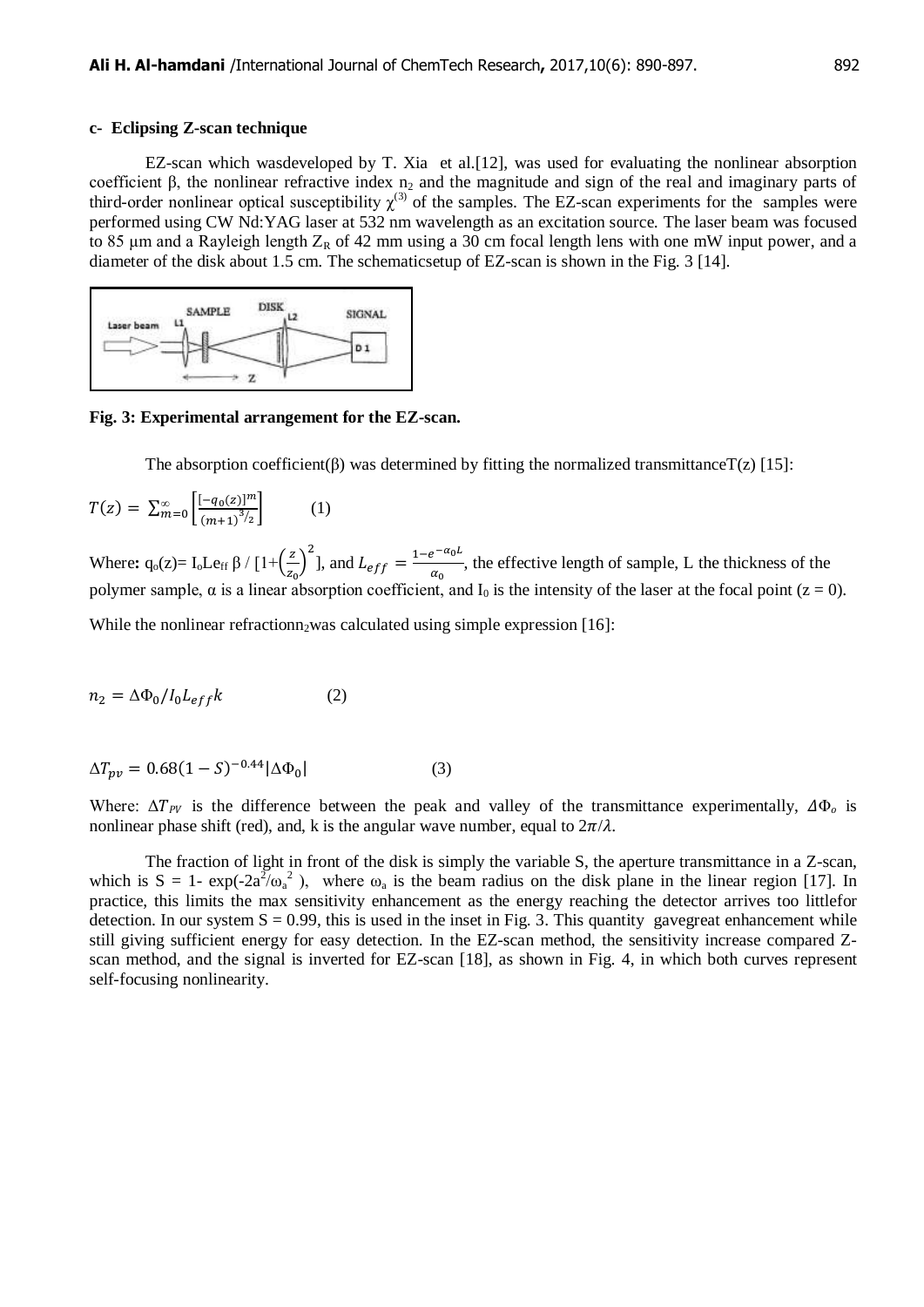#### c- Eclipsing Z-scan technique

EZ-scan which wasdeveloped by T. Xia et al.[12], was used for evaluating the nonlinear absorption coefficient β, the nonlinear refractive index $n_2$ and the magnitude and sign of the real and imaginary parts of third-order nonlinear optical susceptibility $\chi^{(3)}$ of the samples. The EZ-scan experiments for the samples were performed using CW Nd:YAG laser at 532 nm wavelength as an excitation source. The laser beam was focused to 85 μm and a Rayleigh length $Z_R$ of 42 mm using a 30 cm focal length lens with one mW input power, and a diameter of the disk about 1.5 cm. The schematicsetup of EZ-scan is shown in the Fig. 3 [14].

**Fig. 3: Experimental arrangement for the EZ-scan.**

The absorption coefficient(β) was determined by fitting the normalized transmittanceT(z) [15]:

$$T(z) = \sum_{m=0}^{\infty} \left[ \frac{[-q_0(z)]^m}{(m+1)^{3/2}} \right] \qquad (1)$$

Where: $q_o(z) = I_o L_{eff} \beta / [1+\left(\frac{z}{z_0}\right)^2]$, and $L_{eff} = \frac{1-e^{-\alpha_0 L}}{\alpha_0}$, the effective length of sample, L the thickness of the polymer sample, α is a linear absorption coefficient, and $I_0$ is the intensity of the laser at the focal point (z = 0).

While the nonlinear refraction$n_2$was calculated using simple expression [16]:

$$n_2 = \Delta\Phi_0 / I_0 L_{eff} k \qquad (2)$$

$$\Delta T_{pv} = 0.68(1-S)^{-0.44} |\Delta\Phi_0| \qquad (3)$$

Where: $\Delta T_{PV}$ is the difference between the peak and valley of the transmittance experimentally, $\Delta\Phi_o$ is nonlinear phase shift (red), and, k is the angular wave number, equal to $2\pi/\lambda$.

The fraction of light in front of the disk is simply the variable S, the aperture transmittance in a Z-scan, which is $S = 1 - \exp(-2a^2/\omega_a^2)$, where $\omega_a$ is the beam radius on the disk plane in the linear region [17]. In practice, this limits the max sensitivity enhancement as the energy reaching the detector arrives too littlefor detection. In our system S = 0.99, this is used in the inset in Fig. 3. This quantity gavegreat enhancement while still giving sufficient energy for easy detection. In the EZ-scan method, the sensitivity increase compared Z-scan method, and the signal is inverted for EZ-scan [18], as shown in Fig. 4, in which both curves represent self-focusing nonlinearity.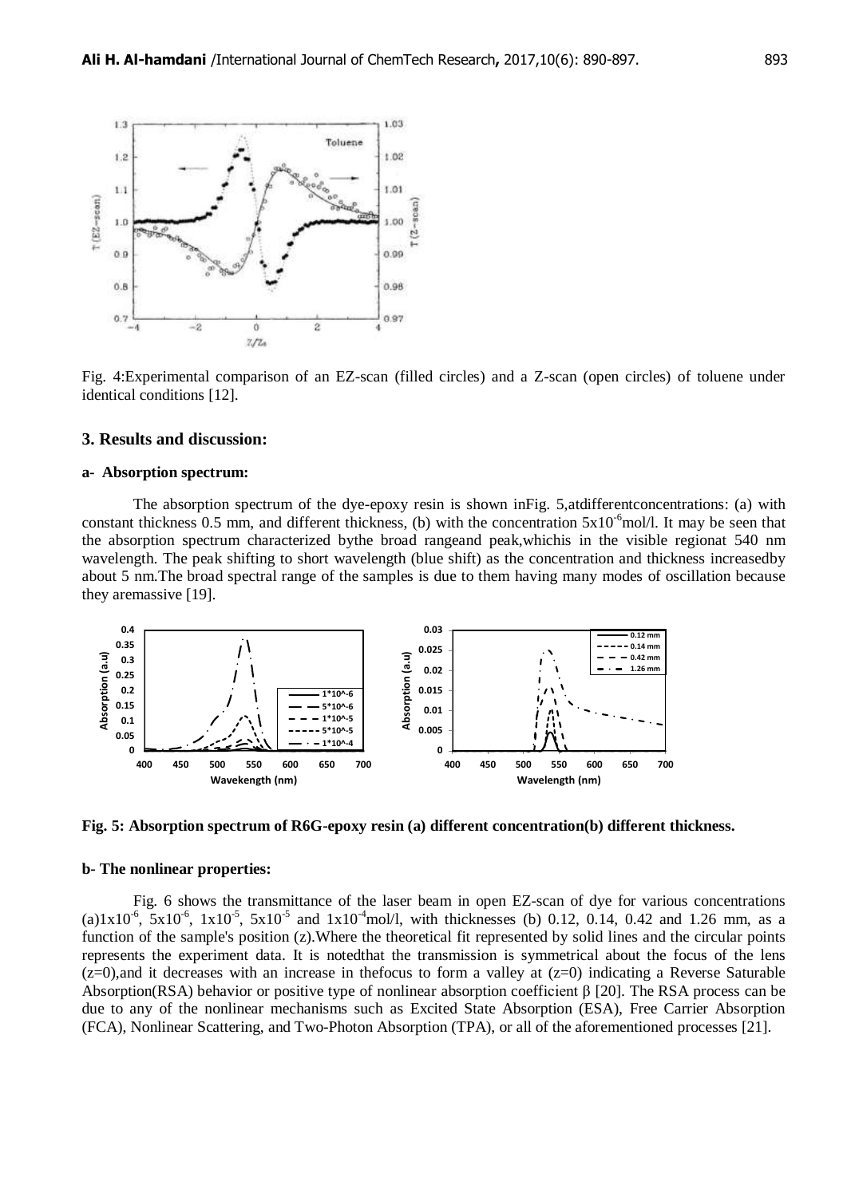Fig. 4:Experimental comparison of an EZ-scan (filled circles) and a Z-scan (open circles) of toluene under identical conditions [12].

## 3. Results and discussion:

### a- Absorption spectrum:

The absorption spectrum of the dye-epoxy resin is shown inFig. 5,atdifferentconcentrations: (a) with constant thickness 0.5 mm, and different thickness, (b) with the concentration $5x10^{-6}$mol/l. It may be seen that the absorption spectrum characterized bythe broad rangeand peak,whichis in the visible regionat 540 nm wavelength. The peak shifting to short wavelength (blue shift) as the concentration and thickness increasedby about 5 nm.The broad spectral range of the samples is due to them having many modes of oscillation because they aremassive [19].

**Fig. 5: Absorption spectrum of R6G-epoxy resin (a) different concentration(b) different thickness.**

### b- The nonlinear properties:

Fig. 6 shows the transmittance of the laser beam in open EZ-scan of dye for various concentrations (a)$1x10^{-6}$, $5x10^{-6}$, $1x10^{-5}$, $5x10^{-5}$ and $1x10^{-4}$mol/l, with thicknesses (b) 0.12, 0.14, 0.42 and 1.26 mm, as a function of the sample's position (z).Where the theoretical fit represented by solid lines and the circular points represents the experiment data. It is notedthat the transmission is symmetrical about the focus of the lens (z=0),and it decreases with an increase in thefocus to form a valley at (z=0) indicating a Reverse Saturable Absorption(RSA) behavior or positive type of nonlinear absorption coefficient β [20]. The RSA process can be due to any of the nonlinear mechanisms such as Excited State Absorption (ESA), Free Carrier Absorption (FCA), Nonlinear Scattering, and Two-Photon Absorption (TPA), or all of the aforementioned processes [21].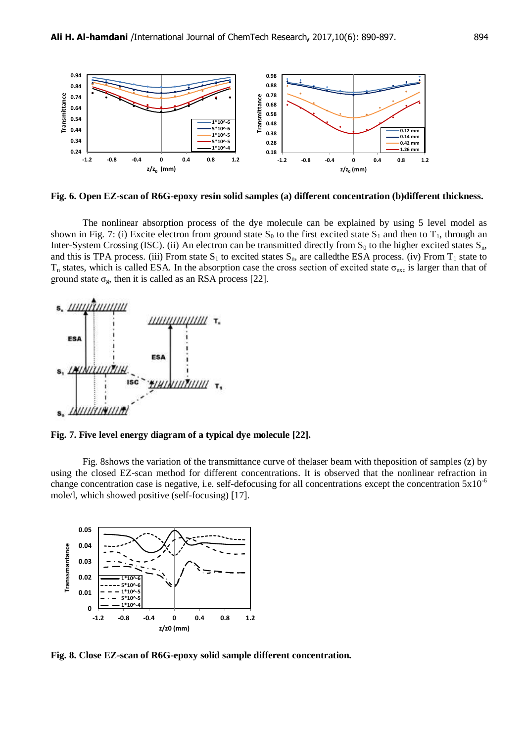**Fig. 6. Open EZ-scan of R6G-epoxy resin solid samples (a) different concentration (b)different thickness.**

The nonlinear absorption process of the dye molecule can be explained by using 5 level model as shown in Fig. 7: (i) Excite electron from ground state $S_0$ to the first excited state $S_1$ and then to $T_1$, through an Inter-System Crossing (ISC). (ii) An electron can be transmitted directly from $S_0$ to the higher excited states $S_n$, and this is TPA process. (iii) From state $S_1$ to excited states $S_n$, are calledthe ESA process. (iv) From $T_1$ state to $T_n$ states, which is called ESA. In the absorption case the cross section of excited state $\sigma_{exc}$ is larger than that of ground state $\sigma_g$, then it is called as an RSA process [22].

**Fig. 7. Five level energy diagram of a typical dye molecule [22].**

Fig. 8shows the variation of the transmittance curve of thelaser beam with theposition of samples (z) by using the closed EZ-scan method for different concentrations. It is observed that the nonlinear refraction in change concentration case is negative, i.e. self-defocusing for all concentrations except the concentration $5\text{x}10^{-6}$ mole/l, which showed positive (self-focusing) [17].

**Fig. 8. Close EZ-scan of R6G-epoxy solid sample different concentration.**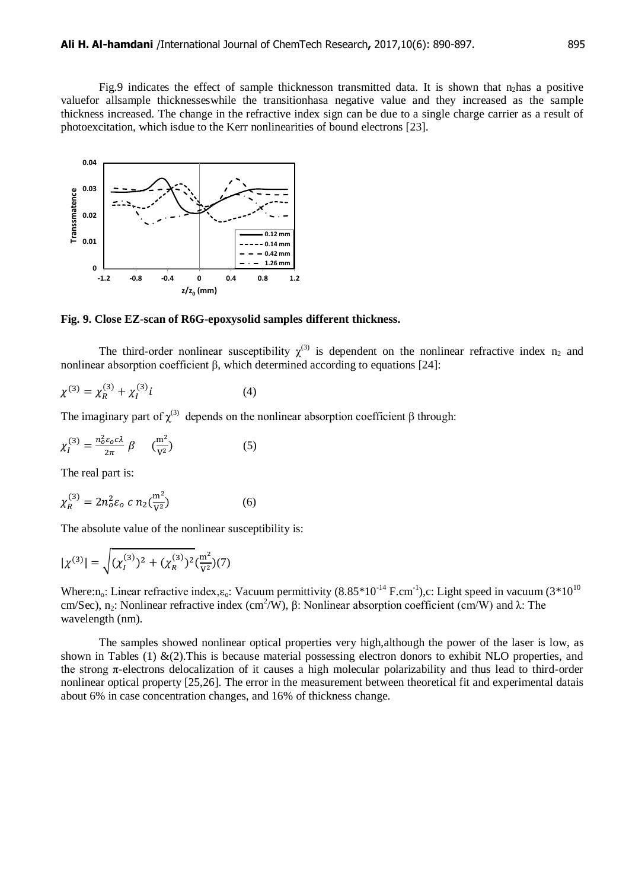Fig.9 indicates the effect of sample thicknesson transmitted data. It is shown that $n_2$has a positive valuefor allsample thicknesseswhile the transitionhasa negative value and they increased as the sample thickness increased. The change in the refractive index sign can be due to a single charge carrier as a result of photoexcitation, which isdue to the Kerr nonlinearities of bound electrons [23].

**Fig. 9. Close EZ-scan of R6G-epoxysolid samples different thickness.**

The third-order nonlinear susceptibility $\chi^{(3)}$ is dependent on the nonlinear refractive index $n_2$ and nonlinear absorption coefficient β, which determined according to equations [24]:

$$\chi^{(3)} = \chi_R^{(3)} + \chi_I^{(3)} i \qquad (4)$$

The imaginary part of $\chi^{(3)}$ depends on the nonlinear absorption coefficient β through:

$$\chi_I^{(3)} = \frac{n_o^2 \varepsilon_o c \lambda}{2\pi} \beta \quad \left(\frac{m^2}{V^2}\right) \qquad (5)$$

The real part is:

$$\chi_R^{(3)} = 2 n_o^2 \varepsilon_o \, c \, n_2 \left(\frac{m^2}{V^2}\right) \qquad (6)$$

The absolute value of the nonlinear susceptibility is:

$$|\chi^{(3)}| = \sqrt{(\chi_I^{(3)})^2 + (\chi_R^{(3)})^2} \left(\frac{m^2}{V^2}\right) (7)$$

Where:$n_o$: Linear refractive index,$\varepsilon_o$: Vacuum permittivity ($8.85 \times 10^{-14}$ $F.cm^{-1}$),c: Light speed in vacuum ($3 \times 10^{10}$ cm/Sec), $n_2$: Nonlinear refractive index ($cm^2/W$), β: Nonlinear absorption coefficient (cm/W) and λ: The wavelength (nm).

The samples showed nonlinear optical properties very high,although the power of the laser is low, as shown in Tables (1) &(2).This is because material possessing electron donors to exhibit NLO properties, and the strong π-electrons delocalization of it causes a high molecular polarizability and thus lead to third-order nonlinear optical property [25,26]. The error in the measurement between theoretical fit and experimental datais about 6% in case concentration changes, and 16% of thickness change.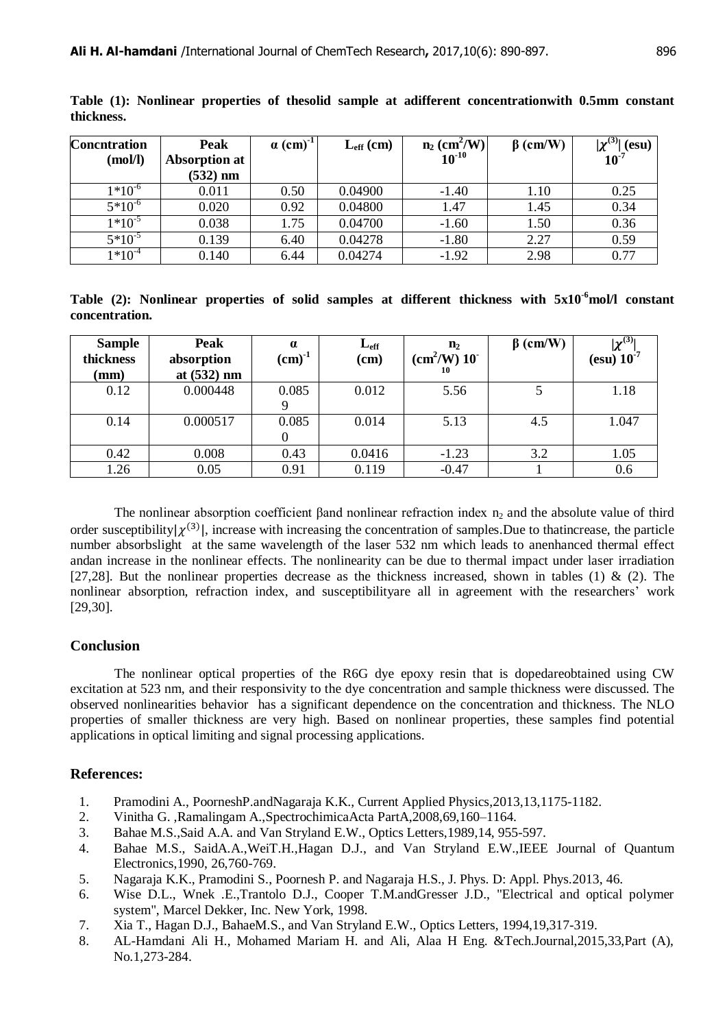**Table (1): Nonlinear properties of thesolid sample at adifferent concentrationwith 0.5mm constant thickness.**

| Concntration (mol/l) | Peak Absorption at (532) nm | $\alpha$ (cm)$^{-1}$ | $L_{eff}$ (cm) | $n_2$ (cm$^2$/W) $10^{-10}$ | $\beta$ (cm/W) | $\|\chi^{(3)}\|$ (esu) $10^{-7}$ |
|---|---|---|---|---|---|---|
| $1*10^{-6}$ | 0.011 | 0.50 | 0.04900 | -1.40 | 1.10 | 0.25 |
| $5*10^{-6}$ | 0.020 | 0.92 | 0.04800 | 1.47 | 1.45 | 0.34 |
| $1*10^{-5}$ | 0.038 | 1.75 | 0.04700 | -1.60 | 1.50 | 0.36 |
| $5*10^{-5}$ | 0.139 | 6.40 | 0.04278 | -1.80 | 2.27 | 0.59 |
| $1*10^{-4}$ | 0.140 | 6.44 | 0.04274 | -1.92 | 2.98 | 0.77 |

**Table (2): Nonlinear properties of solid samples at different thickness with $5x10^{-6}$mol/l constant concentration.**

| Sample thickness (mm) | Peak absorption at (532) nm | $\alpha$ (cm)$^{-1}$ | $L_{eff}$ (cm) | $n_2$ (cm$^2$/W) $10^{-10}$ | $\beta$ (cm/W) | $\|\chi^{(3)}\|$ (esu) $10^{-7}$ |
|---|---|---|---|---|---|---|
| 0.12 | 0.000448 | 0.0859 | 0.012 | 5.56 | 5 | 1.18 |
| 0.14 | 0.000517 | 0.0850 | 0.014 | 5.13 | 4.5 | 1.047 |
| 0.42 | 0.008 | 0.43 | 0.0416 | -1.23 | 3.2 | 1.05 |
| 1.26 | 0.05 | 0.91 | 0.119 | -0.47 | 1 | 0.6 |

The nonlinear absorption coefficient $\beta$and nonlinear refraction index $n_2$ and the absolute value of third order susceptibility$|\chi^{(3)}|$, increase with increasing the concentration of samples.Due to thatincrease, the particle number absorbslight at the same wavelength of the laser 532 nm which leads to anenhanced thermal effect andan increase in the nonlinear effects. The nonlinearity can be due to thermal impact under laser irradiation [27,28]. But the nonlinear properties decrease as the thickness increased, shown in tables (1) & (2). The nonlinear absorption, refraction index, and susceptibilityare all in agreement with the researchers' work [29,30].

## Conclusion

The nonlinear optical properties of the R6G dye epoxy resin that is dopedareobtained using CW excitation at 523 nm, and their responsivity to the dye concentration and sample thickness were discussed. The observed nonlinearities behavior has a significant dependence on the concentration and thickness. The NLO properties of smaller thickness are very high. Based on nonlinear properties, these samples find potential applications in optical limiting and signal processing applications.

## References:

1. Pramodini A., PoorneshP.andNagaraja K.K., Current Applied Physics,2013,13,1175-1182.
2. Vinitha G. ,Ramalingam A.,SpectrochimicaActa PartA,2008,69,160–1164.
3. Bahae M.S.,Said A.A. and Van Stryland E.W., Optics Letters,1989,14, 955-597.
4. Bahae M.S., SaidA.A.,WeiT.H.,Hagan D.J., and Van Stryland E.W.,IEEE Journal of Quantum Electronics,1990, 26,760-769.
5. Nagaraja K.K., Pramodini S., Poornesh P. and Nagaraja H.S., J. Phys. D: Appl. Phys.2013, 46.
6. Wise D.L., Wnek .E.,Trantolo D.J., Cooper T.M.andGresser J.D., "Electrical and optical polymer system", Marcel Dekker, Inc. New York, 1998.
7. Xia T., Hagan D.J., BahaeM.S., and Van Stryland E.W., Optics Letters, 1994,19,317-319.
8. AL-Hamdani Ali H., Mohamed Mariam H. and Ali, Alaa H Eng. &Tech.Journal,2015,33,Part (A), No.1,273-284.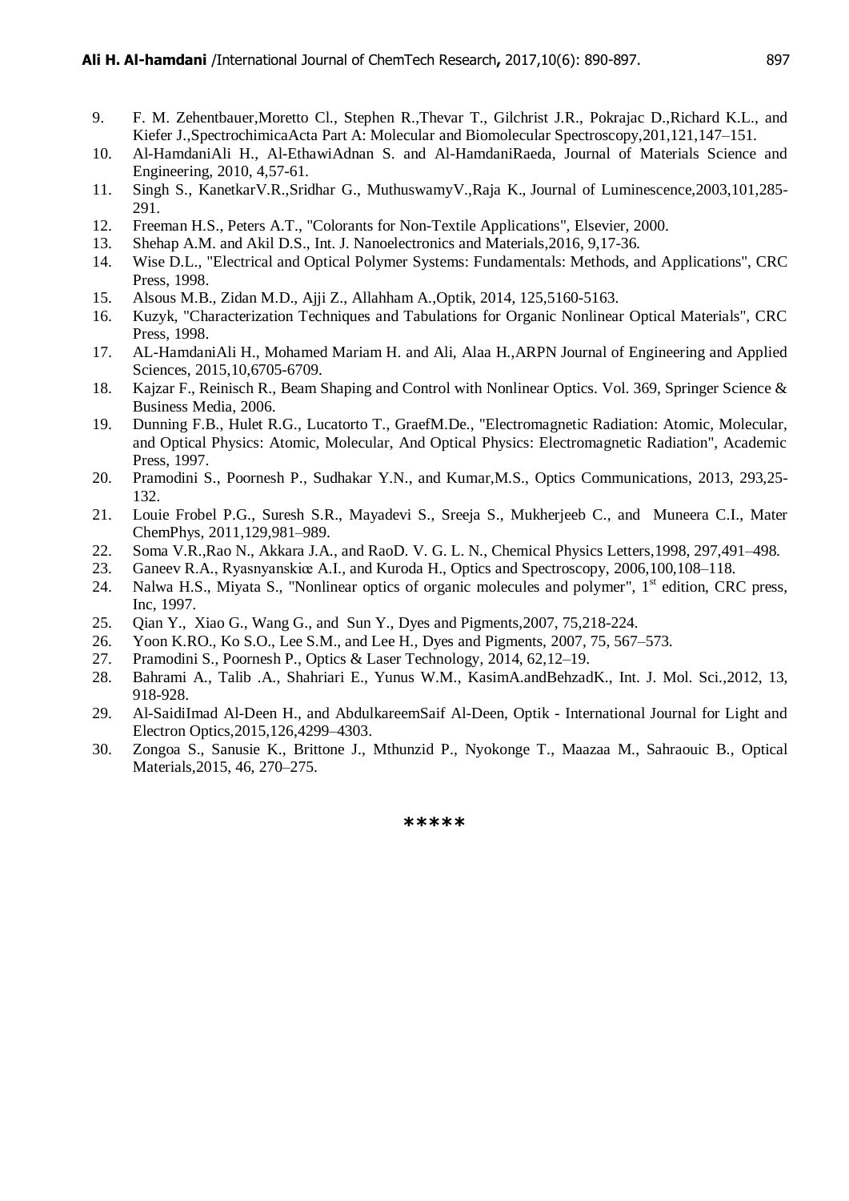9. F. M. Zehentbauer,Moretto Cl., Stephen R.,Thevar T., Gilchrist J.R., Pokrajac D.,Richard K.L., and Kiefer J.,SpectrochimicaActa Part A: Molecular and Biomolecular Spectroscopy,201,121,147–151.
10. Al-HamdaniAli H., Al-EthawiAdnan S. and Al-HamdaniRaeda, Journal of Materials Science and Engineering, 2010, 4,57-61.
11. Singh S., KanetkarV.R.,Sridhar G., MuthuswamyV.,Raja K., Journal of Luminescence,2003,101,285-291.
12. Freeman H.S., Peters A.T., "Colorants for Non-Textile Applications", Elsevier, 2000.
13. Shehap A.M. and Akil D.S., Int. J. Nanoelectronics and Materials,2016, 9,17-36.
14. Wise D.L., "Electrical and Optical Polymer Systems: Fundamentals: Methods, and Applications", CRC Press, 1998.
15. Alsous M.B., Zidan M.D., Ajji Z., Allahham A.,Optik, 2014, 125,5160-5163.
16. Kuzyk, "Characterization Techniques and Tabulations for Organic Nonlinear Optical Materials", CRC Press, 1998.
17. AL-HamdaniAli H., Mohamed Mariam H. and Ali, Alaa H.,ARPN Journal of Engineering and Applied Sciences, 2015,10,6705-6709.
18. Kajzar F., Reinisch R., Beam Shaping and Control with Nonlinear Optics. Vol. 369, Springer Science & Business Media, 2006.
19. Dunning F.B., Hulet R.G., Lucatorto T., GraefM.De., "Electromagnetic Radiation: Atomic, Molecular, and Optical Physics: Atomic, Molecular, And Optical Physics: Electromagnetic Radiation", Academic Press, 1997.
20. Pramodini S., Poornesh P., Sudhakar Y.N., and Kumar,M.S., Optics Communications, 2013, 293,25-132.
21. Louie Frobel P.G., Suresh S.R., Mayadevi S., Sreeja S., Mukherjeeb C., and Muneera C.I., Mater ChemPhys, 2011,129,981–989.
22. Soma V.R.,Rao N., Akkara J.A., and RaoD. V. G. L. N., Chemical Physics Letters,1998, 297,491–498.
23. Ganeev R.A., Ryasnyanskiœ A.I., and Kuroda H., Optics and Spectroscopy, 2006,100,108–118.
24. Nalwa H.S., Miyata S., "Nonlinear optics of organic molecules and polymer", 1st edition, CRC press, Inc, 1997.
25. Qian Y., Xiao G., Wang G., and Sun Y., Dyes and Pigments,2007, 75,218-224.
26. Yoon K.RO., Ko S.O., Lee S.M., and Lee H., Dyes and Pigments, 2007, 75, 567–573.
27. Pramodini S., Poornesh P., Optics & Laser Technology, 2014, 62,12–19.
28. Bahrami A., Talib .A., Shahriari E., Yunus W.M., KasimA.andBehzadK., Int. J. Mol. Sci.,2012, 13, 918-928.
29. Al-SaidiImad Al-Deen H., and AbdulkareemSaif Al-Deen, Optik - International Journal for Light and Electron Optics,2015,126,4299–4303.
30. Zongoa S., Sanusie K., Brittone J., Mthunzid P., Nyokonge T., Maazaa M., Sahraouic B., Optical Materials,2015, 46, 270–275.

*****